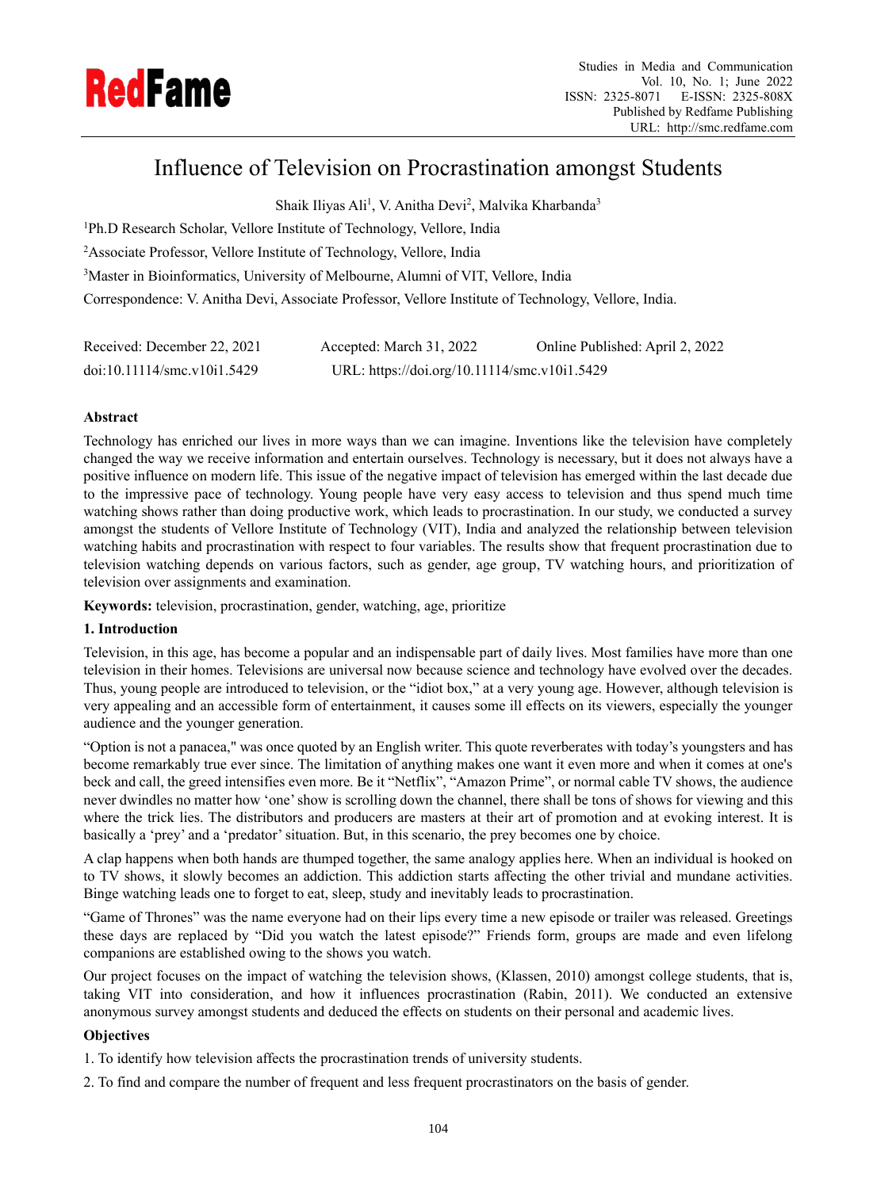# Influence of Television on Procrastination amongst Students

Shaik Iliyas Ali[1], V. Anitha Devi[2], Malvika Kharbanda[3]

[1]Ph.D Research Scholar, Vellore Institute of Technology, Vellore, India

[2]Associate Professor, Vellore Institute of Technology, Vellore, India

[3]Master in Bioinformatics, University of Melbourne, Alumni of VIT, Vellore, India

Correspondence: V. Anitha Devi, Associate Professor, Vellore Institute of Technology, Vellore, India.

Received: December 22, 2021 Accepted: March 31, 2022 Online Published: April 2, 2022

doi:10.11114/smc.v10i1.5429 URL: https://doi.org/10.11114/smc.v10i1.5429

## Abstract

Technology has enriched our lives in more ways than we can imagine. Inventions like the television have completely changed the way we receive information and entertain ourselves. Technology is necessary, but it does not always have a positive influence on modern life. This issue of the negative impact of television has emerged within the last decade due to the impressive pace of technology. Young people have very easy access to television and thus spend much time watching shows rather than doing productive work, which leads to procrastination. In our study, we conducted a survey amongst the students of Vellore Institute of Technology (VIT), India and analyzed the relationship between television watching habits and procrastination with respect to four variables. The results show that frequent procrastination due to television watching depends on various factors, such as gender, age group, TV watching hours, and prioritization of television over assignments and examination.

**Keywords:** television, procrastination, gender, watching, age, prioritize

## 1. Introduction

Television, in this age, has become a popular and an indispensable part of daily lives. Most families have more than one television in their homes. Televisions are universal now because science and technology have evolved over the decades. Thus, young people are introduced to television, or the "idiot box," at a very young age. However, although television is very appealing and an accessible form of entertainment, it causes some ill effects on its viewers, especially the younger audience and the younger generation.

"Option is not a panacea," was once quoted by an English writer. This quote reverberates with today's youngsters and has become remarkably true ever since. The limitation of anything makes one want it even more and when it comes at one's beck and call, the greed intensifies even more. Be it "Netflix", "Amazon Prime", or normal cable TV shows, the audience never dwindles no matter how 'one' show is scrolling down the channel, there shall be tons of shows for viewing and this where the trick lies. The distributors and producers are masters at their art of promotion and at evoking interest. It is basically a 'prey' and a 'predator' situation. But, in this scenario, the prey becomes one by choice.

A clap happens when both hands are thumped together, the same analogy applies here. When an individual is hooked on to TV shows, it slowly becomes an addiction. This addiction starts affecting the other trivial and mundane activities. Binge watching leads one to forget to eat, sleep, study and inevitably leads to procrastination.

"Game of Thrones" was the name everyone had on their lips every time a new episode or trailer was released. Greetings these days are replaced by "Did you watch the latest episode?" Friends form, groups are made and even lifelong companions are established owing to the shows you watch.

Our project focuses on the impact of watching the television shows, (Klassen, 2010) amongst college students, that is, taking VIT into consideration, and how it influences procrastination (Rabin, 2011). We conducted an extensive anonymous survey amongst students and deduced the effects on students on their personal and academic lives.

### Objectives

1. To identify how television affects the procrastination trends of university students.
2. To find and compare the number of frequent and less frequent procrastinators on the basis of gender.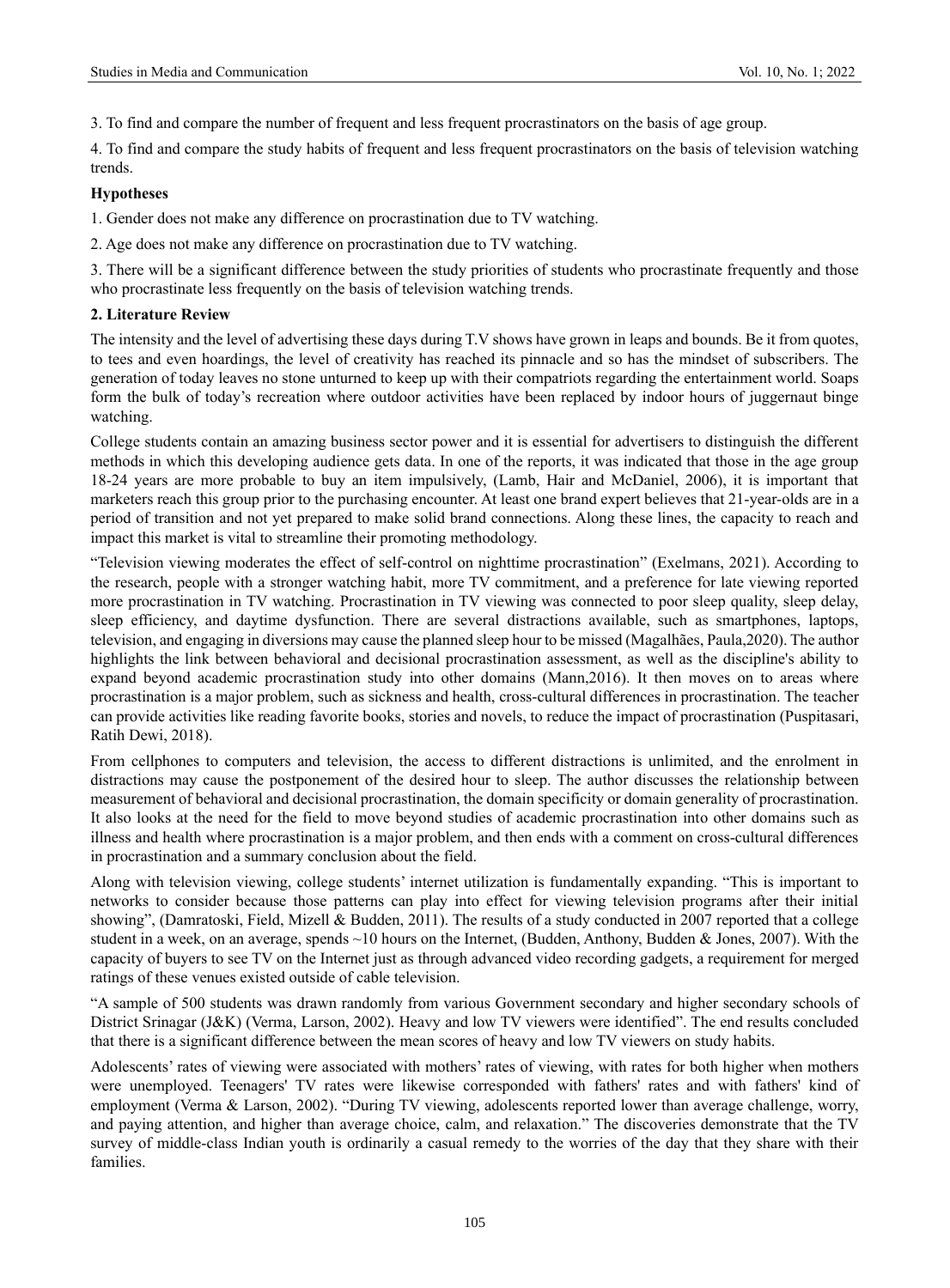3. To find and compare the number of frequent and less frequent procrastinators on the basis of age group.

4. To find and compare the study habits of frequent and less frequent procrastinators on the basis of television watching trends.

**Hypotheses**

1. Gender does not make any difference on procrastination due to TV watching.

2. Age does not make any difference on procrastination due to TV watching.

3. There will be a significant difference between the study priorities of students who procrastinate frequently and those who procrastinate less frequently on the basis of television watching trends.

## 2. Literature Review

The intensity and the level of advertising these days during T.V shows have grown in leaps and bounds. Be it from quotes, to tees and even hoardings, the level of creativity has reached its pinnacle and so has the mindset of subscribers. The generation of today leaves no stone unturned to keep up with their compatriots regarding the entertainment world. Soaps form the bulk of today's recreation where outdoor activities have been replaced by indoor hours of juggernaut binge watching.

College students contain an amazing business sector power and it is essential for advertisers to distinguish the different methods in which this developing audience gets data. In one of the reports, it was indicated that those in the age group 18-24 years are more probable to buy an item impulsively, (Lamb, Hair and McDaniel, 2006), it is important that marketers reach this group prior to the purchasing encounter. At least one brand expert believes that 21-year-olds are in a period of transition and not yet prepared to make solid brand connections. Along these lines, the capacity to reach and impact this market is vital to streamline their promoting methodology.

"Television viewing moderates the effect of self-control on nighttime procrastination" (Exelmans, 2021). According to the research, people with a stronger watching habit, more TV commitment, and a preference for late viewing reported more procrastination in TV watching. Procrastination in TV viewing was connected to poor sleep quality, sleep delay, sleep efficiency, and daytime dysfunction. There are several distractions available, such as smartphones, laptops, television, and engaging in diversions may cause the planned sleep hour to be missed (Magalhães, Paula,2020). The author highlights the link between behavioral and decisional procrastination assessment, as well as the discipline's ability to expand beyond academic procrastination study into other domains (Mann,2016). It then moves on to areas where procrastination is a major problem, such as sickness and health, cross-cultural differences in procrastination. The teacher can provide activities like reading favorite books, stories and novels, to reduce the impact of procrastination (Puspitasari, Ratih Dewi, 2018).

From cellphones to computers and television, the access to different distractions is unlimited, and the enrolment in distractions may cause the postponement of the desired hour to sleep. The author discusses the relationship between measurement of behavioral and decisional procrastination, the domain specificity or domain generality of procrastination. It also looks at the need for the field to move beyond studies of academic procrastination into other domains such as illness and health where procrastination is a major problem, and then ends with a comment on cross-cultural differences in procrastination and a summary conclusion about the field.

Along with television viewing, college students' internet utilization is fundamentally expanding. "This is important to networks to consider because those patterns can play into effect for viewing television programs after their initial showing", (Damratoski, Field, Mizell & Budden, 2011). The results of a study conducted in 2007 reported that a college student in a week, on an average, spends ~10 hours on the Internet, (Budden, Anthony, Budden & Jones, 2007). With the capacity of buyers to see TV on the Internet just as through advanced video recording gadgets, a requirement for merged ratings of these venues existed outside of cable television.

"A sample of 500 students was drawn randomly from various Government secondary and higher secondary schools of District Srinagar (J&K) (Verma, Larson, 2002). Heavy and low TV viewers were identified". The end results concluded that there is a significant difference between the mean scores of heavy and low TV viewers on study habits.

Adolescents' rates of viewing were associated with mothers' rates of viewing, with rates for both higher when mothers were unemployed. Teenagers' TV rates were likewise corresponded with fathers' rates and with fathers' kind of employment (Verma & Larson, 2002). "During TV viewing, adolescents reported lower than average challenge, worry, and paying attention, and higher than average choice, calm, and relaxation." The discoveries demonstrate that the TV survey of middle-class Indian youth is ordinarily a casual remedy to the worries of the day that they share with their families.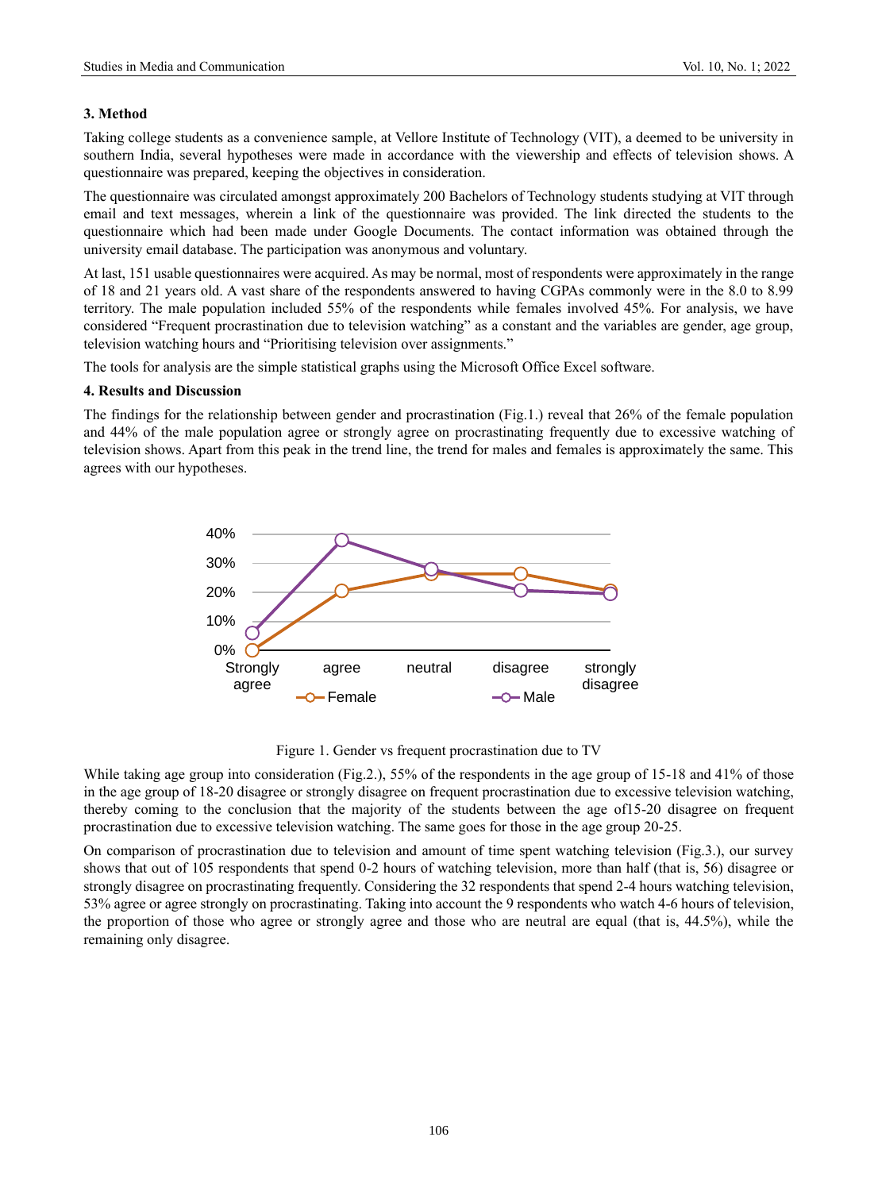## 3. Method

Taking college students as a convenience sample, at Vellore Institute of Technology (VIT), a deemed to be university in southern India, several hypotheses were made in accordance with the viewership and effects of television shows. A questionnaire was prepared, keeping the objectives in consideration.

The questionnaire was circulated amongst approximately 200 Bachelors of Technology students studying at VIT through email and text messages, wherein a link of the questionnaire was provided. The link directed the students to the questionnaire which had been made under Google Documents. The contact information was obtained through the university email database. The participation was anonymous and voluntary.

At last, 151 usable questionnaires were acquired. As may be normal, most of respondents were approximately in the range of 18 and 21 years old. A vast share of the respondents answered to having CGPAs commonly were in the 8.0 to 8.99 territory. The male population included 55% of the respondents while females involved 45%. For analysis, we have considered "Frequent procrastination due to television watching" as a constant and the variables are gender, age group, television watching hours and "Prioritising television over assignments."

The tools for analysis are the simple statistical graphs using the Microsoft Office Excel software.

## 4. Results and Discussion

The findings for the relationship between gender and procrastination (Fig.1.) reveal that 26% of the female population and 44% of the male population agree or strongly agree on procrastinating frequently due to excessive watching of television shows. Apart from this peak in the trend line, the trend for males and females is approximately the same. This agrees with our hypotheses.

Figure 1. Gender vs frequent procrastination due to TV

While taking age group into consideration (Fig.2.), 55% of the respondents in the age group of 15-18 and 41% of those in the age group of 18-20 disagree or strongly disagree on frequent procrastination due to excessive television watching, thereby coming to the conclusion that the majority of the students between the age of15-20 disagree on frequent procrastination due to excessive television watching. The same goes for those in the age group 20-25.

On comparison of procrastination due to television and amount of time spent watching television (Fig.3.), our survey shows that out of 105 respondents that spend 0-2 hours of watching television, more than half (that is, 56) disagree or strongly disagree on procrastinating frequently. Considering the 32 respondents that spend 2-4 hours watching television, 53% agree or agree strongly on procrastinating. Taking into account the 9 respondents who watch 4-6 hours of television, the proportion of those who agree or strongly agree and those who are neutral are equal (that is, 44.5%), while the remaining only disagree.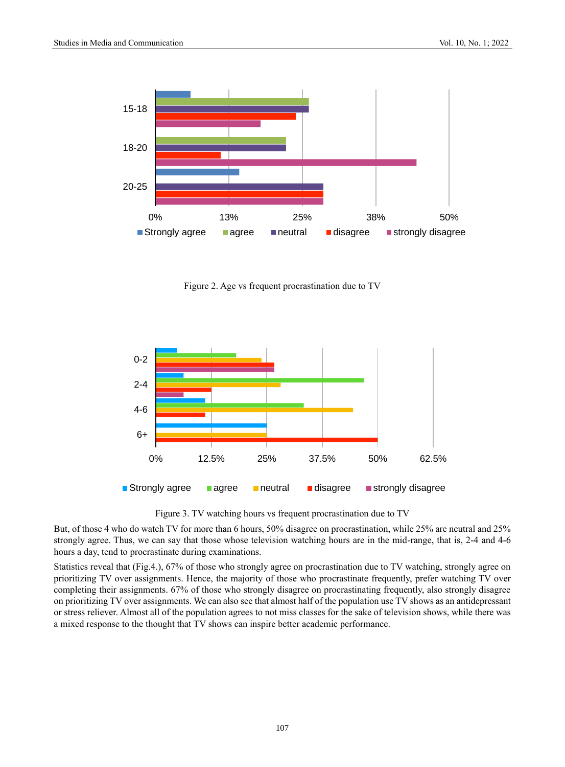Figure 2. Age vs frequent procrastination due to TV

Figure 3. TV watching hours vs frequent procrastination due to TV

But, of those 4 who do watch TV for more than 6 hours, 50% disagree on procrastination, while 25% are neutral and 25% strongly agree. Thus, we can say that those whose television watching hours are in the mid-range, that is, 2-4 and 4-6 hours a day, tend to procrastinate during examinations.

Statistics reveal that (Fig.4.), 67% of those who strongly agree on procrastination due to TV watching, strongly agree on prioritizing TV over assignments. Hence, the majority of those who procrastinate frequently, prefer watching TV over completing their assignments. 67% of those who strongly disagree on procrastinating frequently, also strongly disagree on prioritizing TV over assignments. We can also see that almost half of the population use TV shows as an antidepressant or stress reliever. Almost all of the population agrees to not miss classes for the sake of television shows, while there was a mixed response to the thought that TV shows can inspire better academic performance.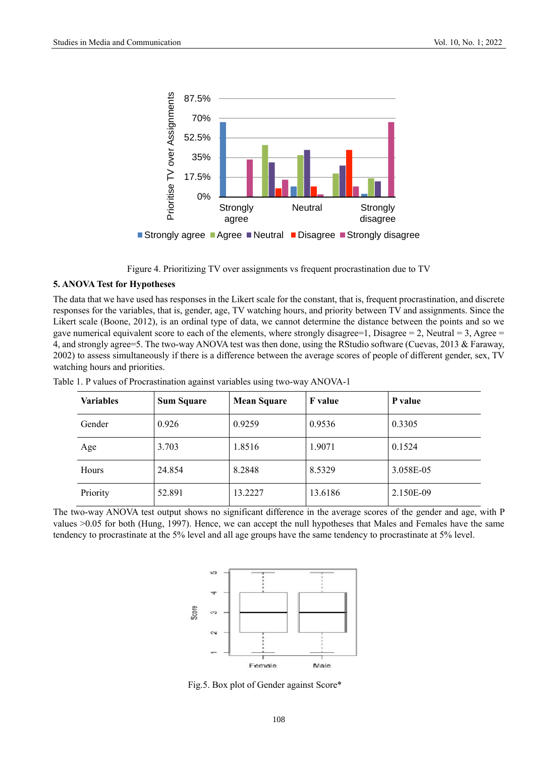Figure 4. Prioritizing TV over assignments vs frequent procrastination due to TV

### 5. ANOVA Test for Hypotheses

The data that we have used has responses in the Likert scale for the constant, that is, frequent procrastination, and discrete responses for the variables, that is, gender, age, TV watching hours, and priority between TV and assignments. Since the Likert scale (Boone, 2012), is an ordinal type of data, we cannot determine the distance between the points and so we gave numerical equivalent score to each of the elements, where strongly disagree=1, Disagree = 2, Neutral = 3, Agree = 4, and strongly agree=5. The two-way ANOVA test was then done, using the RStudio software (Cuevas, 2013 & Faraway, 2002) to assess simultaneously if there is a difference between the average scores of people of different gender, sex, TV watching hours and priorities.

Table 1. P values of Procrastination against variables using two-way ANOVA-1

| Variables | Sum Square | Mean Square | F value | P value |
|---|---|---|---|---|
| Gender | 0.926 | 0.9259 | 0.9536 | 0.3305 |
| Age | 3.703 | 1.8516 | 1.9071 | 0.1524 |
| Hours | 24.854 | 8.2848 | 8.5329 | 3.058E-05 |
| Priority | 52.891 | 13.2227 | 13.6186 | 2.150E-09 |

The two-way ANOVA test output shows no significant difference in the average scores of the gender and age, with P values >0.05 for both (Hung, 1997). Hence, we can accept the null hypotheses that Males and Females have the same tendency to procrastinate at the 5% level and all age groups have the same tendency to procrastinate at 5% level.

Fig.5. Box plot of Gender against Score*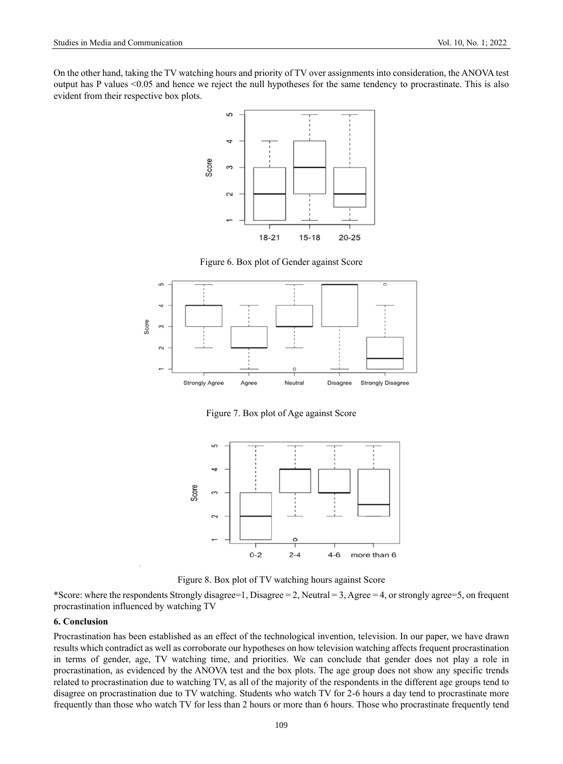On the other hand, taking the TV watching hours and priority of TV over assignments into consideration, the ANOVA test output has P values <0.05 and hence we reject the null hypotheses for the same tendency to procrastinate. This is also evident from their respective box plots.

Figure 6. Box plot of Gender against Score

Figure 7. Box plot of Age against Score

Figure 8. Box plot of TV watching hours against Score

*Score: where the respondents Strongly disagree=1, Disagree = 2, Neutral = 3, Agree = 4, or strongly agree=5, on frequent procrastination influenced by watching TV

## 6. Conclusion

Procrastination has been established as an effect of the technological invention, television. In our paper, we have drawn results which contradict as well as corroborate our hypotheses on how television watching affects frequent procrastination in terms of gender, age, TV watching time, and priorities. We can conclude that gender does not play a role in procrastination, as evidenced by the ANOVA test and the box plots. The age group does not show any specific trends related to procrastination due to watching TV, as all of the majority of the respondents in the different age groups tend to disagree on procrastination due to TV watching. Students who watch TV for 2-6 hours a day tend to procrastinate more frequently than those who watch TV for less than 2 hours or more than 6 hours. Those who procrastinate frequently tend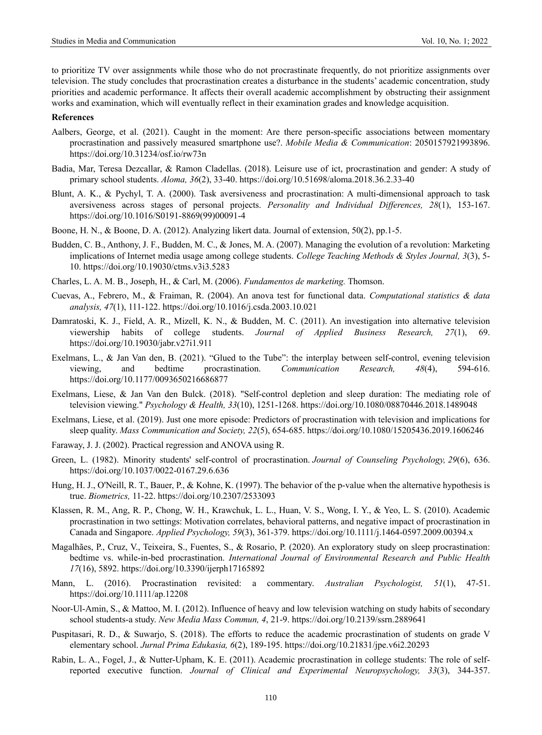to prioritize TV over assignments while those who do not procrastinate frequently, do not prioritize assignments over television. The study concludes that procrastination creates a disturbance in the students' academic concentration, study priorities and academic performance. It affects their overall academic accomplishment by obstructing their assignment works and examination, which will eventually reflect in their examination grades and knowledge acquisition.

**References**

Aalbers, George, et al. (2021). Caught in the moment: Are there person-specific associations between momentary procrastination and passively measured smartphone use?. *Mobile Media & Communication*: 2050157921993896. https://doi.org/10.31234/osf.io/rw73n

Badia, Mar, Teresa Dezcallar, & Ramon Cladellas. (2018). Leisure use of ict, procrastination and gender: A study of primary school students. *Aloma, 36*(2), 33-40. https://doi.org/10.51698/aloma.2018.36.2.33-40

Blunt, A. K., & Pychyl, T. A. (2000). Task aversiveness and procrastination: A multi-dimensional approach to task aversiveness across stages of personal projects. *Personality and Individual Differences, 28*(1), 153-167. https://doi.org/10.1016/S0191-8869(99)00091-4

Boone, H. N., & Boone, D. A. (2012). Analyzing likert data. Journal of extension, 50(2), pp.1-5.

Budden, C. B., Anthony, J. F., Budden, M. C., & Jones, M. A. (2007). Managing the evolution of a revolution: Marketing implications of Internet media usage among college students. *College Teaching Methods & Styles Journal, 3*(3), 5-10. https://doi.org/10.19030/ctms.v3i3.5283

Charles, L. A. M. B., Joseph, H., & Carl, M. (2006). *Fundamentos de marketing.* Thomson.

Cuevas, A., Febrero, M., & Fraiman, R. (2004). An anova test for functional data. *Computational statistics & data analysis, 47*(1), 111-122. https://doi.org/10.1016/j.csda.2003.10.021

Damratoski, K. J., Field, A. R., Mizell, K. N., & Budden, M. C. (2011). An investigation into alternative television viewership habits of college students. *Journal of Applied Business Research, 27*(1), 69. https://doi.org/10.19030/jabr.v27i1.911

Exelmans, L., & Jan Van den, B. (2021). "Glued to the Tube": the interplay between self-control, evening television viewing, and bedtime procrastination. *Communication Research, 48*(4), 594-616. https://doi.org/10.1177/0093650216686877

Exelmans, Liese, & Jan Van den Bulck. (2018). "Self-control depletion and sleep duration: The mediating role of television viewing." *Psychology & Health, 33*(10), 1251-1268. https://doi.org/10.1080/08870446.2018.1489048

Exelmans, Liese, et al. (2019). Just one more episode: Predictors of procrastination with television and implications for sleep quality. *Mass Communication and Society, 22*(5), 654-685. https://doi.org/10.1080/15205436.2019.1606246

Faraway, J. J. (2002). Practical regression and ANOVA using R.

Green, L. (1982). Minority students' self-control of procrastination. *Journal of Counseling Psychology, 29*(6), 636. https://doi.org/10.1037/0022-0167.29.6.636

Hung, H. J., O'Neill, R. T., Bauer, P., & Kohne, K. (1997). The behavior of the p-value when the alternative hypothesis is true. *Biometrics,* 11-22. https://doi.org/10.2307/2533093

Klassen, R. M., Ang, R. P., Chong, W. H., Krawchuk, L. L., Huan, V. S., Wong, I. Y., & Yeo, L. S. (2010). Academic procrastination in two settings: Motivation correlates, behavioral patterns, and negative impact of procrastination in Canada and Singapore. *Applied Psychology, 59*(3), 361-379. https://doi.org/10.1111/j.1464-0597.2009.00394.x

Magalhães, P., Cruz, V., Teixeira, S., Fuentes, S., & Rosario, P. (2020). An exploratory study on sleep procrastination: bedtime vs. while-in-bed procrastination. *International Journal of Environmental Research and Public Health 17*(16), 5892. https://doi.org/10.3390/ijerph17165892

Mann, L. (2016). Procrastination revisited: a commentary. *Australian Psychologist, 51*(1), 47-51. https://doi.org/10.1111/ap.12208

Noor-Ul-Amin, S., & Mattoo, M. I. (2012). Influence of heavy and low television watching on study habits of secondary school students-a study. *New Media Mass Commun, 4*, 21-9. https://doi.org/10.2139/ssrn.2889641

Puspitasari, R. D., & Suwarjo, S. (2018). The efforts to reduce the academic procrastination of students on grade V elementary school. *Jurnal Prima Edukasia, 6*(2), 189-195. https://doi.org/10.21831/jpe.v6i2.20293

Rabin, L. A., Fogel, J., & Nutter-Upham, K. E. (2011). Academic procrastination in college students: The role of self-reported executive function. *Journal of Clinical and Experimental Neuropsychology, 33*(3), 344-357.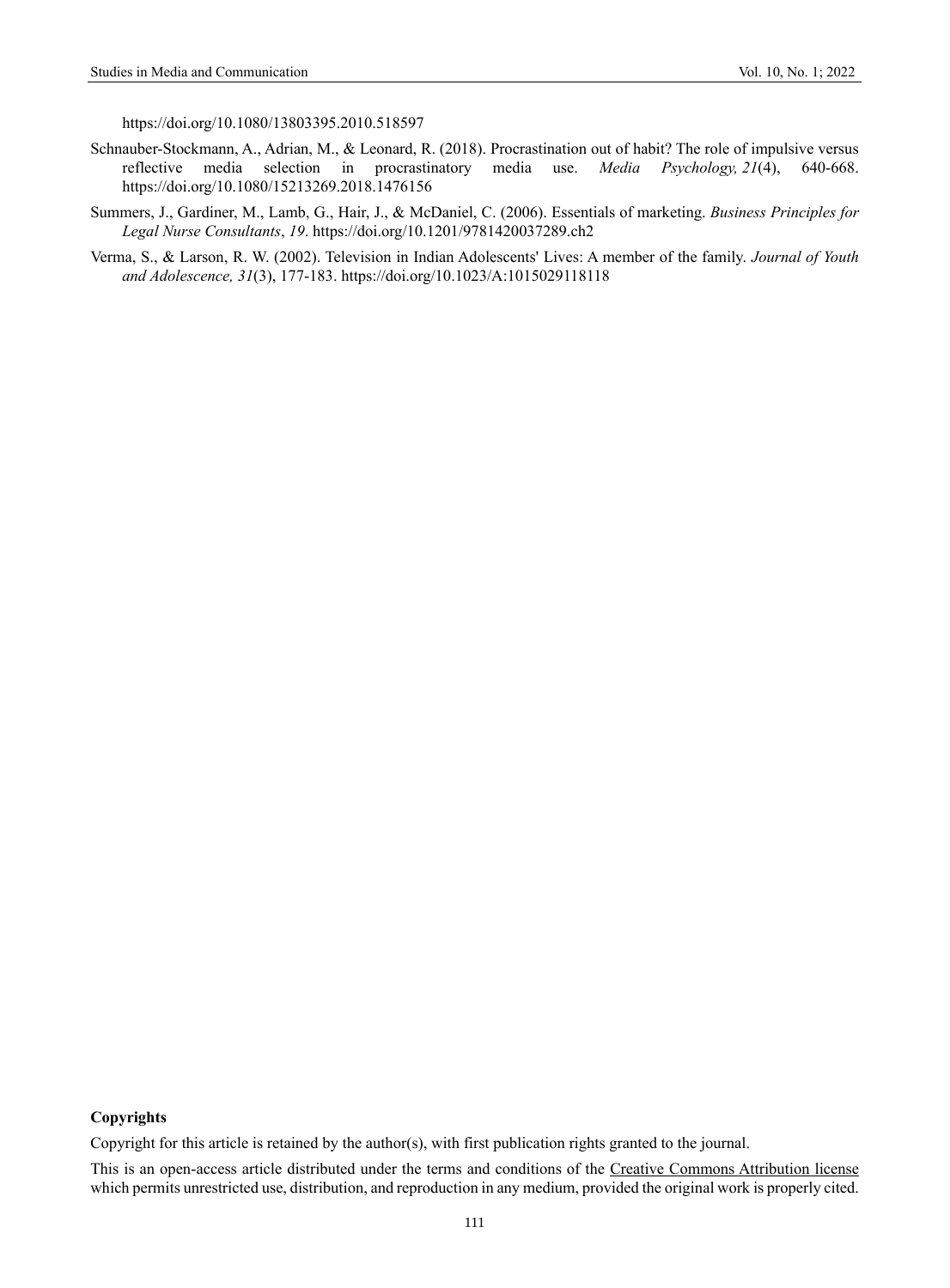https://doi.org/10.1080/13803395.2010.518597

Schnauber-Stockmann, A., Adrian, M., & Leonard, R. (2018). Procrastination out of habit? The role of impulsive versus reflective media selection in procrastinatory media use. *Media Psychology, 21*(4), 640-668. https://doi.org/10.1080/15213269.2018.1476156

Summers, J., Gardiner, M., Lamb, G., Hair, J., & McDaniel, C. (2006). Essentials of marketing. *Business Principles for Legal Nurse Consultants*, *19*. https://doi.org/10.1201/9781420037289.ch2

Verma, S., & Larson, R. W. (2002). Television in Indian Adolescents' Lives: A member of the family. *Journal of Youth and Adolescence, 31*(3), 177-183. https://doi.org/10.1023/A:1015029118118

**Copyrights**

Copyright for this article is retained by the author(s), with first publication rights granted to the journal.

This is an open-access article distributed under the terms and conditions of the Creative Commons Attribution license which permits unrestricted use, distribution, and reproduction in any medium, provided the original work is properly cited.